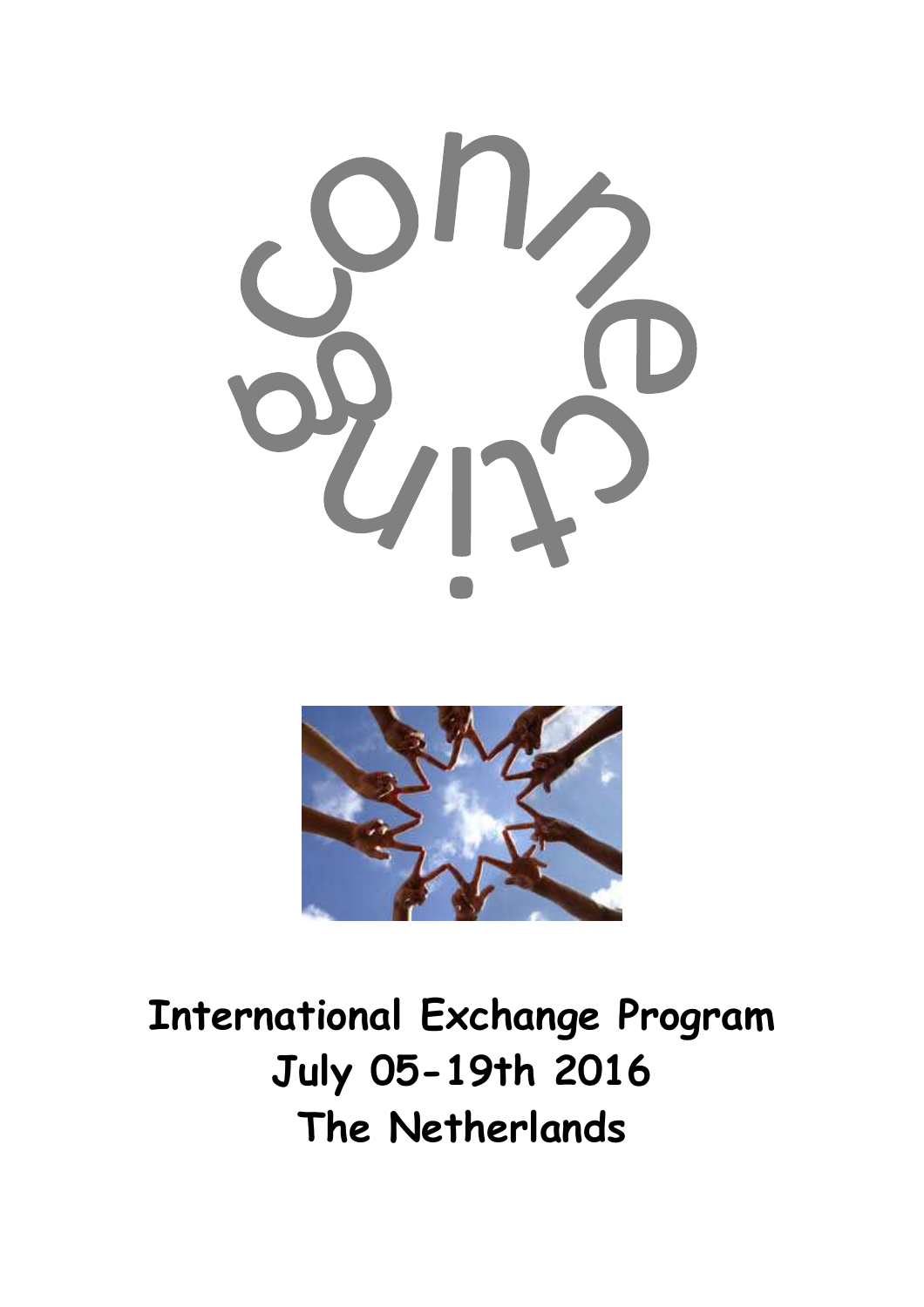connecting

**International Exchange Program**
**July 05-19th 2016**
**The Netherlands**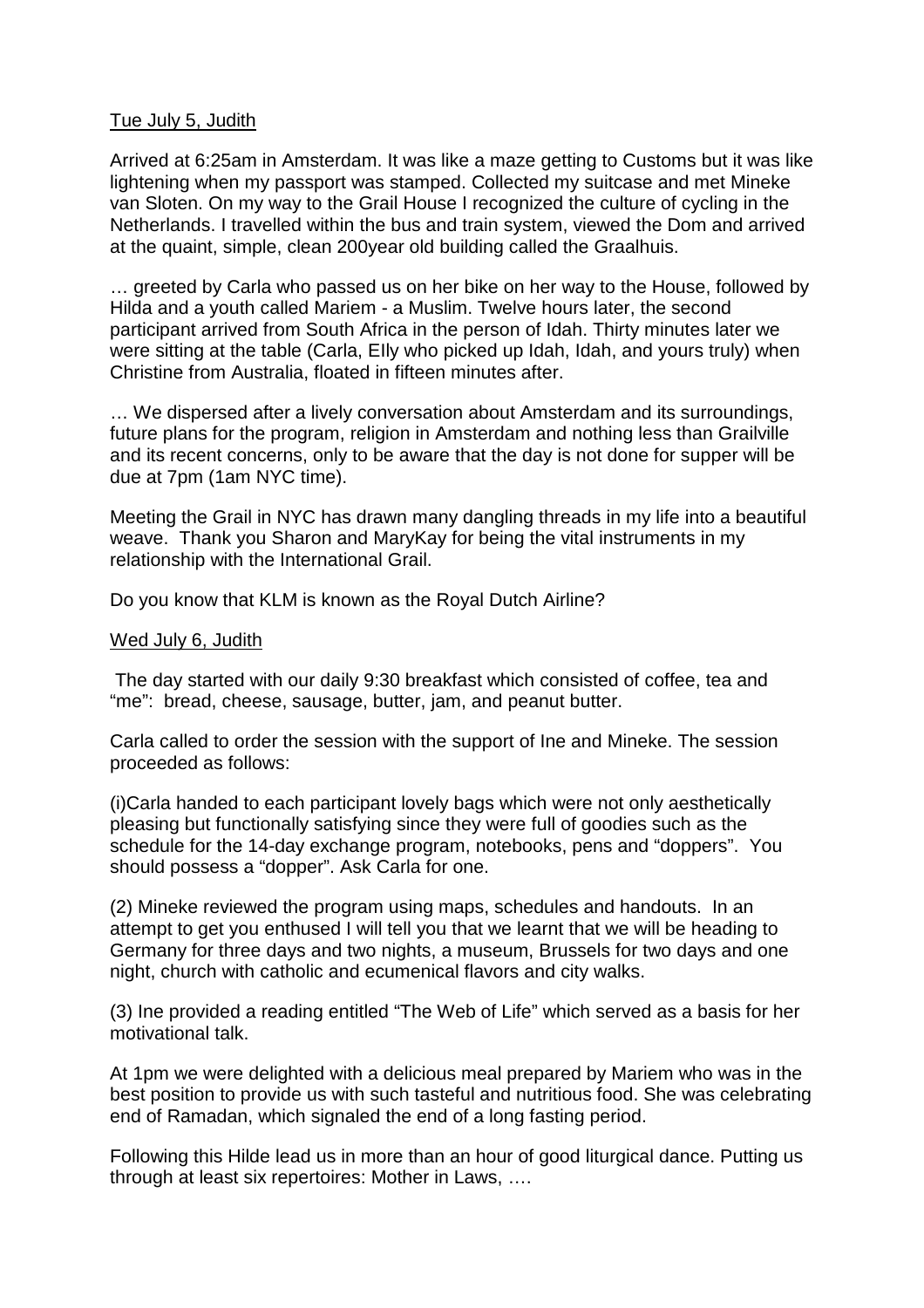Tue July 5, Judith

Arrived at 6:25am in Amsterdam. It was like a maze getting to Customs but it was like lightening when my passport was stamped. Collected my suitcase and met Mineke van Sloten. On my way to the Grail House I recognized the culture of cycling in the Netherlands. I travelled within the bus and train system, viewed the Dom and arrived at the quaint, simple, clean 200year old building called the Graalhuis.

… greeted by Carla who passed us on her bike on her way to the House, followed by Hilda and a youth called Mariem - a Muslim. Twelve hours later, the second participant arrived from South Africa in the person of Idah. Thirty minutes later we were sitting at the table (Carla, EIly who picked up Idah, Idah, and yours truly) when Christine from Australia, floated in fifteen minutes after.

… We dispersed after a lively conversation about Amsterdam and its surroundings, future plans for the program, religion in Amsterdam and nothing less than Grailville and its recent concerns, only to be aware that the day is not done for supper will be due at 7pm (1am NYC time).

Meeting the Grail in NYC has drawn many dangling threads in my life into a beautiful weave. Thank you Sharon and MaryKay for being the vital instruments in my relationship with the International Grail.

Do you know that KLM is known as the Royal Dutch Airline?

Wed July 6, Judith

The day started with our daily 9:30 breakfast which consisted of coffee, tea and "me": bread, cheese, sausage, butter, jam, and peanut butter.

Carla called to order the session with the support of Ine and Mineke. The session proceeded as follows:

(i)Carla handed to each participant lovely bags which were not only aesthetically pleasing but functionally satisfying since they were full of goodies such as the schedule for the 14-day exchange program, notebooks, pens and "doppers". You should possess a "dopper". Ask Carla for one.

(2) Mineke reviewed the program using maps, schedules and handouts. In an attempt to get you enthused I will tell you that we learnt that we will be heading to Germany for three days and two nights, a museum, Brussels for two days and one night, church with catholic and ecumenical flavors and city walks.

(3) Ine provided a reading entitled "The Web of Life" which served as a basis for her motivational talk.

At 1pm we were delighted with a delicious meal prepared by Mariem who was in the best position to provide us with such tasteful and nutritious food. She was celebrating end of Ramadan, which signaled the end of a long fasting period.

Following this Hilde lead us in more than an hour of good liturgical dance. Putting us through at least six repertoires: Mother in Laws, ….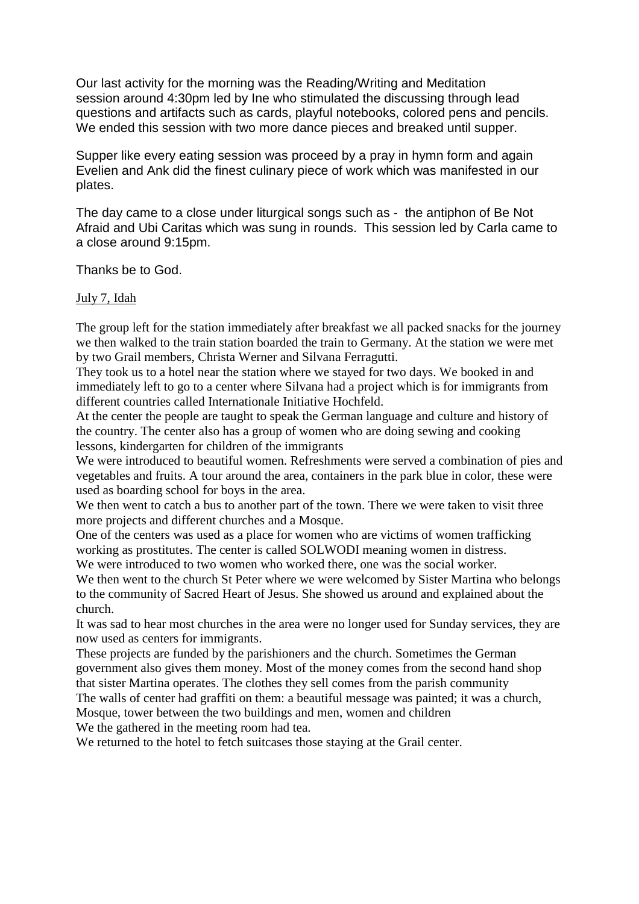Our last activity for the morning was the Reading/Writing and Meditation session around 4:30pm led by Ine who stimulated the discussing through lead questions and artifacts such as cards, playful notebooks, colored pens and pencils. We ended this session with two more dance pieces and breaked until supper.

Supper like every eating session was proceed by a pray in hymn form and again Evelien and Ank did the finest culinary piece of work which was manifested in our plates.

The day came to a close under liturgical songs such as - the antiphon of Be Not Afraid and Ubi Caritas which was sung in rounds. This session led by Carla came to a close around 9:15pm.

Thanks be to God.

July 7, Idah

The group left for the station immediately after breakfast we all packed snacks for the journey we then walked to the train station boarded the train to Germany. At the station we were met by two Grail members, Christa Werner and Silvana Ferragutti.

They took us to a hotel near the station where we stayed for two days. We booked in and immediately left to go to a center where Silvana had a project which is for immigrants from different countries called Internationale Initiative Hochfeld.

At the center the people are taught to speak the German language and culture and history of the country. The center also has a group of women who are doing sewing and cooking lessons, kindergarten for children of the immigrants

We were introduced to beautiful women. Refreshments were served a combination of pies and vegetables and fruits. A tour around the area, containers in the park blue in color, these were used as boarding school for boys in the area.

We then went to catch a bus to another part of the town. There we were taken to visit three more projects and different churches and a Mosque.

One of the centers was used as a place for women who are victims of women trafficking working as prostitutes. The center is called SOLWODI meaning women in distress.

We were introduced to two women who worked there, one was the social worker.

We then went to the church St Peter where we were welcomed by Sister Martina who belongs to the community of Sacred Heart of Jesus. She showed us around and explained about the church.

It was sad to hear most churches in the area were no longer used for Sunday services, they are now used as centers for immigrants.

These projects are funded by the parishioners and the church. Sometimes the German government also gives them money. Most of the money comes from the second hand shop that sister Martina operates. The clothes they sell comes from the parish community

The walls of center had graffiti on them: a beautiful message was painted; it was a church, Mosque, tower between the two buildings and men, women and children

We the gathered in the meeting room had tea.

We returned to the hotel to fetch suitcases those staying at the Grail center.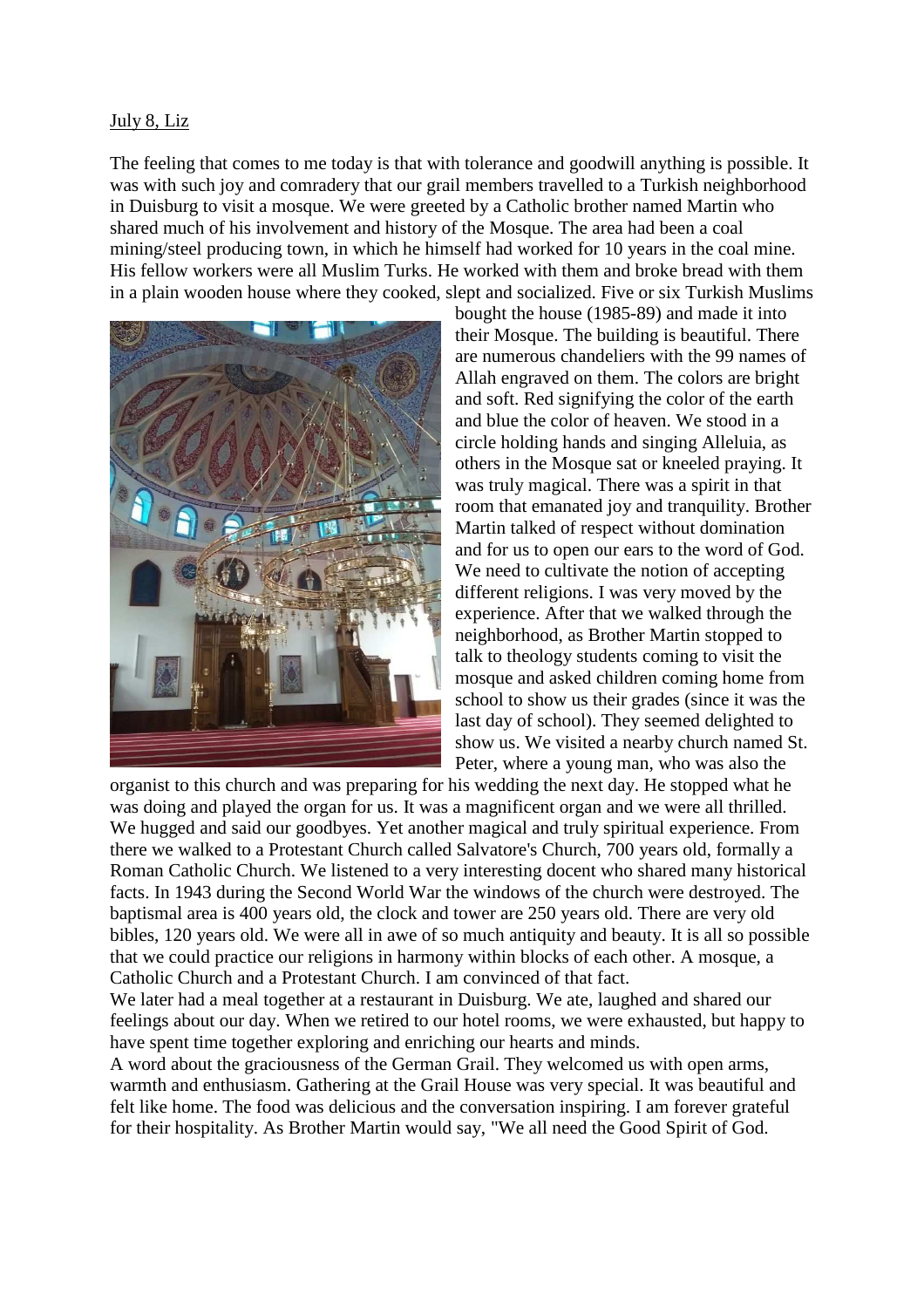July 8, Liz

The feeling that comes to me today is that with tolerance and goodwill anything is possible. It was with such joy and comradery that our grail members travelled to a Turkish neighborhood in Duisburg to visit a mosque. We were greeted by a Catholic brother named Martin who shared much of his involvement and history of the Mosque. The area had been a coal mining/steel producing town, in which he himself had worked for 10 years in the coal mine. His fellow workers were all Muslim Turks. He worked with them and broke bread with them in a plain wooden house where they cooked, slept and socialized. Five or six Turkish Muslims bought the house (1985-89) and made it into their Mosque. The building is beautiful. There are numerous chandeliers with the 99 names of Allah engraved on them. The colors are bright and soft. Red signifying the color of the earth and blue the color of heaven. We stood in a circle holding hands and singing Alleluia, as others in the Mosque sat or kneeled praying. It was truly magical. There was a spirit in that room that emanated joy and tranquility. Brother Martin talked of respect without domination and for us to open our ears to the word of God. We need to cultivate the notion of accepting different religions. I was very moved by the experience. After that we walked through the neighborhood, as Brother Martin stopped to talk to theology students coming to visit the mosque and asked children coming home from school to show us their grades (since it was the last day of school). They seemed delighted to show us. We visited a nearby church named St. Peter, where a young man, who was also the organist to this church and was preparing for his wedding the next day. He stopped what he was doing and played the organ for us. It was a magnificent organ and we were all thrilled. We hugged and said our goodbyes. Yet another magical and truly spiritual experience. From there we walked to a Protestant Church called Salvatore's Church, 700 years old, formally a Roman Catholic Church. We listened to a very interesting docent who shared many historical facts. In 1943 during the Second World War the windows of the church were destroyed. The baptismal area is 400 years old, the clock and tower are 250 years old. There are very old bibles, 120 years old. We were all in awe of so much antiquity and beauty. It is all so possible that we could practice our religions in harmony within blocks of each other. A mosque, a Catholic Church and a Protestant Church. I am convinced of that fact.

We later had a meal together at a restaurant in Duisburg. We ate, laughed and shared our feelings about our day. When we retired to our hotel rooms, we were exhausted, but happy to have spent time together exploring and enriching our hearts and minds.

A word about the graciousness of the German Grail. They welcomed us with open arms, warmth and enthusiasm. Gathering at the Grail House was very special. It was beautiful and felt like home. The food was delicious and the conversation inspiring. I am forever grateful for their hospitality. As Brother Martin would say, "We all need the Good Spirit of God.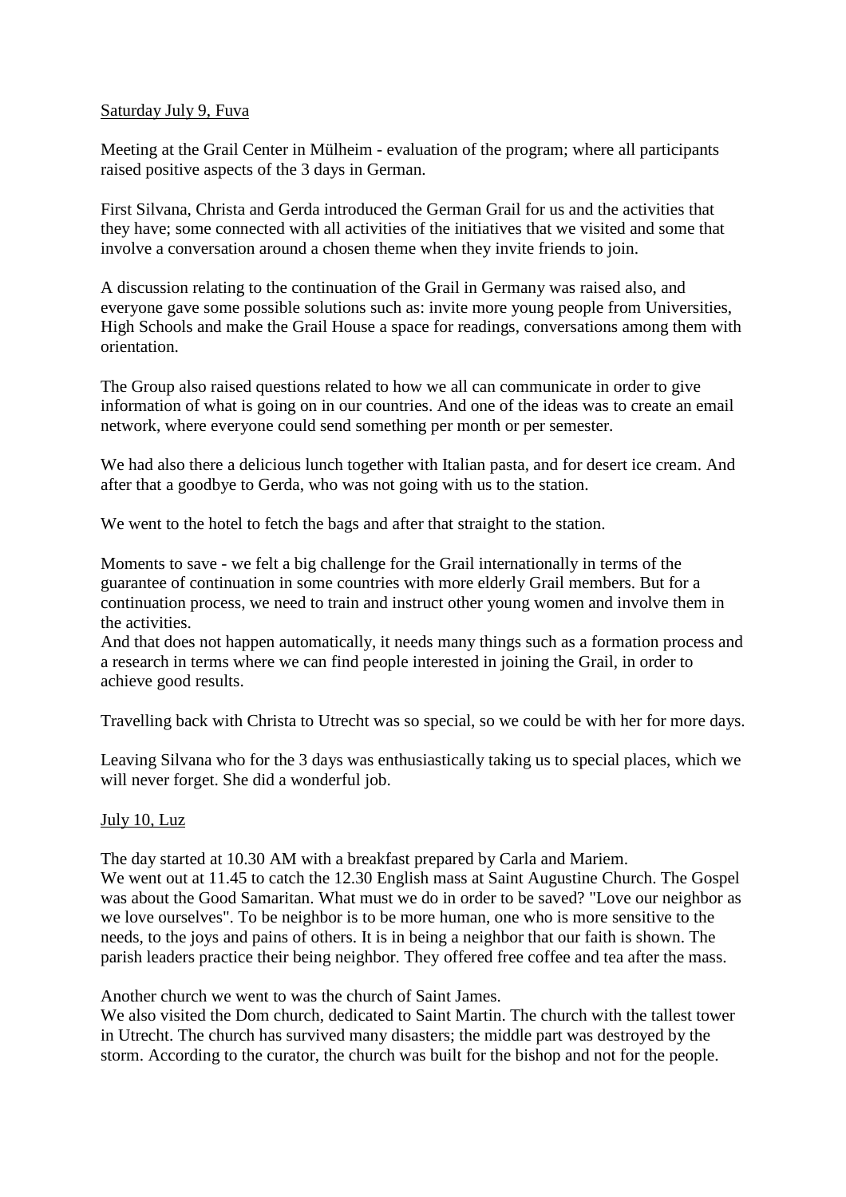Saturday July 9, Fuva

Meeting at the Grail Center in Mülheim - evaluation of the program; where all participants raised positive aspects of the 3 days in German.

First Silvana, Christa and Gerda introduced the German Grail for us and the activities that they have; some connected with all activities of the initiatives that we visited and some that involve a conversation around a chosen theme when they invite friends to join.

A discussion relating to the continuation of the Grail in Germany was raised also, and everyone gave some possible solutions such as: invite more young people from Universities, High Schools and make the Grail House a space for readings, conversations among them with orientation.

The Group also raised questions related to how we all can communicate in order to give information of what is going on in our countries. And one of the ideas was to create an email network, where everyone could send something per month or per semester.

We had also there a delicious lunch together with Italian pasta, and for desert ice cream. And after that a goodbye to Gerda, who was not going with us to the station.

We went to the hotel to fetch the bags and after that straight to the station.

Moments to save - we felt a big challenge for the Grail internationally in terms of the guarantee of continuation in some countries with more elderly Grail members. But for a continuation process, we need to train and instruct other young women and involve them in the activities.
And that does not happen automatically, it needs many things such as a formation process and a research in terms where we can find people interested in joining the Grail, in order to achieve good results.

Travelling back with Christa to Utrecht was so special, so we could be with her for more days.

Leaving Silvana who for the 3 days was enthusiastically taking us to special places, which we will never forget. She did a wonderful job.

July 10, Luz

The day started at 10.30 AM with a breakfast prepared by Carla and Mariem.
We went out at 11.45 to catch the 12.30 English mass at Saint Augustine Church. The Gospel was about the Good Samaritan. What must we do in order to be saved? "Love our neighbor as we love ourselves". To be neighbor is to be more human, one who is more sensitive to the needs, to the joys and pains of others. It is in being a neighbor that our faith is shown. The parish leaders practice their being neighbor. They offered free coffee and tea after the mass.

Another church we went to was the church of Saint James.
We also visited the Dom church, dedicated to Saint Martin. The church with the tallest tower in Utrecht. The church has survived many disasters; the middle part was destroyed by the storm. According to the curator, the church was built for the bishop and not for the people.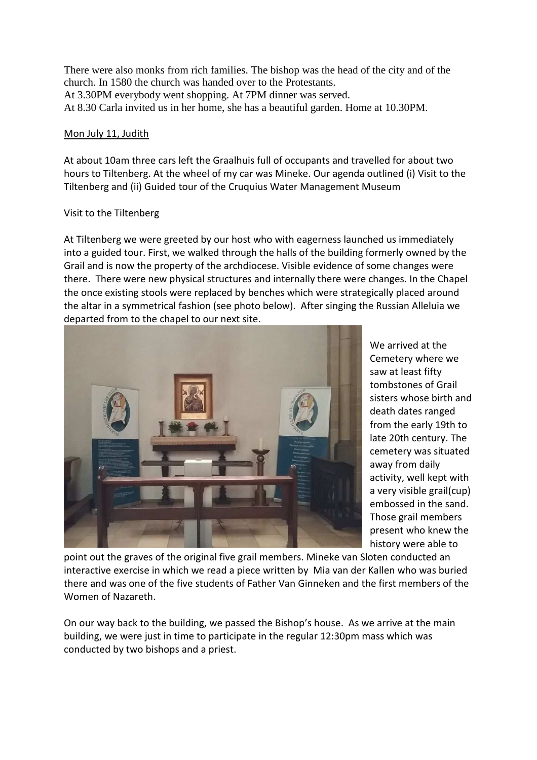There were also monks from rich families. The bishop was the head of the city and of the church. In 1580 the church was handed over to the Protestants.
At 3.30PM everybody went shopping. At 7PM dinner was served.
At 8.30 Carla invited us in her home, she has a beautiful garden. Home at 10.30PM.

Mon July 11, Judith

At about 10am three cars left the Graalhuis full of occupants and travelled for about two hours to Tiltenberg. At the wheel of my car was Mineke. Our agenda outlined (i) Visit to the Tiltenberg and (ii) Guided tour of the Cruquius Water Management Museum

Visit to the Tiltenberg

At Tiltenberg we were greeted by our host who with eagerness launched us immediately into a guided tour. First, we walked through the halls of the building formerly owned by the Grail and is now the property of the archdiocese. Visible evidence of some changes were there. There were new physical structures and internally there were changes. In the Chapel the once existing stools were replaced by benches which were strategically placed around the altar in a symmetrical fashion (see photo below). After singing the Russian Alleluia we departed from to the chapel to our next site.

We arrived at the Cemetery where we saw at least fifty tombstones of Grail sisters whose birth and death dates ranged from the early 19th to late 20th century. The cemetery was situated away from daily activity, well kept with a very visible grail(cup) embossed in the sand. Those grail members present who knew the history were able to point out the graves of the original five grail members. Mineke van Sloten conducted an interactive exercise in which we read a piece written by Mia van der Kallen who was buried there and was one of the five students of Father Van Ginneken and the first members of the Women of Nazareth.

On our way back to the building, we passed the Bishop's house. As we arrive at the main building, we were just in time to participate in the regular 12:30pm mass which was conducted by two bishops and a priest.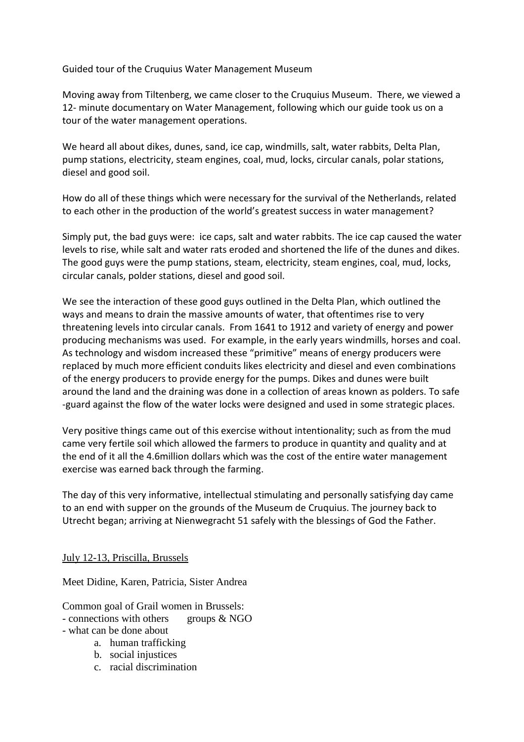Guided tour of the Cruquius Water Management Museum

Moving away from Tiltenberg, we came closer to the Cruquius Museum. There, we viewed a 12- minute documentary on Water Management, following which our guide took us on a tour of the water management operations.

We heard all about dikes, dunes, sand, ice cap, windmills, salt, water rabbits, Delta Plan, pump stations, electricity, steam engines, coal, mud, locks, circular canals, polar stations, diesel and good soil.

How do all of these things which were necessary for the survival of the Netherlands, related to each other in the production of the world's greatest success in water management?

Simply put, the bad guys were: ice caps, salt and water rabbits. The ice cap caused the water levels to rise, while salt and water rats eroded and shortened the life of the dunes and dikes. The good guys were the pump stations, steam, electricity, steam engines, coal, mud, locks, circular canals, polder stations, diesel and good soil.

We see the interaction of these good guys outlined in the Delta Plan, which outlined the ways and means to drain the massive amounts of water, that oftentimes rise to very threatening levels into circular canals. From 1641 to 1912 and variety of energy and power producing mechanisms was used. For example, in the early years windmills, horses and coal. As technology and wisdom increased these "primitive" means of energy producers were replaced by much more efficient conduits likes electricity and diesel and even combinations of the energy producers to provide energy for the pumps. Dikes and dunes were built around the land and the draining was done in a collection of areas known as polders. To safe -guard against the flow of the water locks were designed and used in some strategic places.

Very positive things came out of this exercise without intentionality; such as from the mud came very fertile soil which allowed the farmers to produce in quantity and quality and at the end of it all the 4.6million dollars which was the cost of the entire water management exercise was earned back through the farming.

The day of this very informative, intellectual stimulating and personally satisfying day came to an end with supper on the grounds of the Museum de Cruquius. The journey back to Utrecht began; arriving at Nienwegracht 51 safely with the blessings of God the Father.

<u>July 12-13, Priscilla, Brussels</u>

Meet Didine, Karen, Patricia, Sister Andrea

Common goal of Grail women in Brussels:
- connections with others groups & NGO
- what can be done about
  a. human trafficking
  b. social injustices
  c. racial discrimination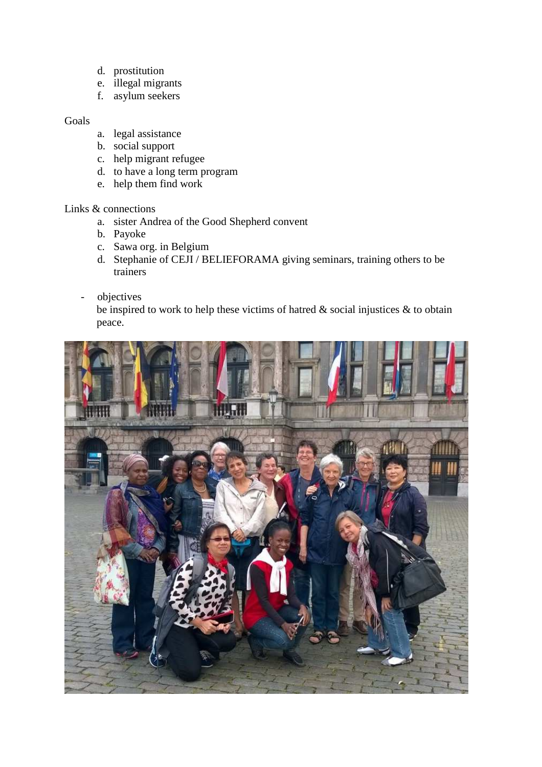d. prostitution
e. illegal migrants
f. asylum seekers

Goals

a. legal assistance
b. social support
c. help migrant refugee
d. to have a long term program
e. help them find work

Links & connections

a. sister Andrea of the Good Shepherd convent
b. Payoke
c. Sawa org. in Belgium
d. Stephanie of CEJI / BELIEFORAMA giving seminars, training others to be trainers

- objectives
  be inspired to work to help these victims of hatred & social injustices & to obtain peace.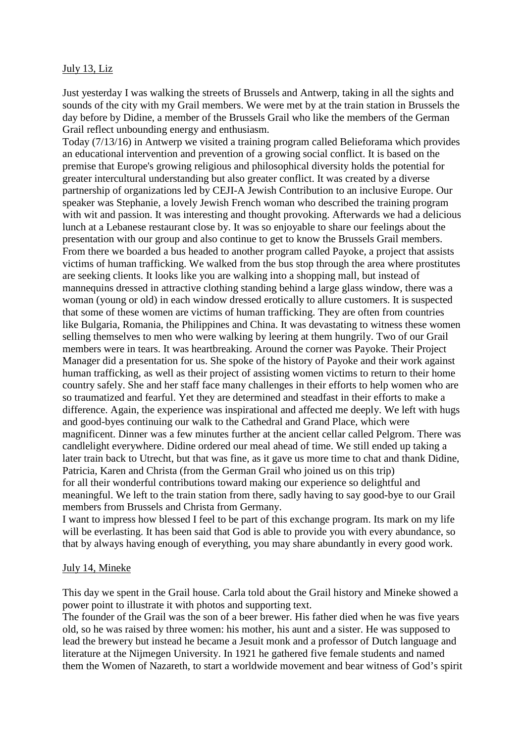July 13, Liz

Just yesterday I was walking the streets of Brussels and Antwerp, taking in all the sights and sounds of the city with my Grail members. We were met by at the train station in Brussels the day before by Didine, a member of the Brussels Grail who like the members of the German Grail reflect unbounding energy and enthusiasm.

Today (7/13/16) in Antwerp we visited a training program called Belieforama which provides an educational intervention and prevention of a growing social conflict. It is based on the premise that Europe's growing religious and philosophical diversity holds the potential for greater intercultural understanding but also greater conflict. It was created by a diverse partnership of organizations led by CEJI-A Jewish Contribution to an inclusive Europe. Our speaker was Stephanie, a lovely Jewish French woman who described the training program with wit and passion. It was interesting and thought provoking. Afterwards we had a delicious lunch at a Lebanese restaurant close by. It was so enjoyable to share our feelings about the presentation with our group and also continue to get to know the Brussels Grail members. From there we boarded a bus headed to another program called Payoke, a project that assists victims of human trafficking. We walked from the bus stop through the area where prostitutes are seeking clients. It looks like you are walking into a shopping mall, but instead of mannequins dressed in attractive clothing standing behind a large glass window, there was a woman (young or old) in each window dressed erotically to allure customers. It is suspected that some of these women are victims of human trafficking. They are often from countries like Bulgaria, Romania, the Philippines and China. It was devastating to witness these women selling themselves to men who were walking by leering at them hungrily. Two of our Grail members were in tears. It was heartbreaking. Around the corner was Payoke. Their Project Manager did a presentation for us. She spoke of the history of Payoke and their work against human trafficking, as well as their project of assisting women victims to return to their home country safely. She and her staff face many challenges in their efforts to help women who are so traumatized and fearful. Yet they are determined and steadfast in their efforts to make a difference. Again, the experience was inspirational and affected me deeply. We left with hugs and good-byes continuing our walk to the Cathedral and Grand Place, which were magnificent. Dinner was a few minutes further at the ancient cellar called Pelgrom. There was candlelight everywhere. Didine ordered our meal ahead of time. We still ended up taking a later train back to Utrecht, but that was fine, as it gave us more time to chat and thank Didine, Patricia, Karen and Christa (from the German Grail who joined us on this trip) for all their wonderful contributions toward making our experience so delightful and meaningful. We left to the train station from there, sadly having to say good-bye to our Grail members from Brussels and Christa from Germany.

I want to impress how blessed I feel to be part of this exchange program. Its mark on my life will be everlasting. It has been said that God is able to provide you with every abundance, so that by always having enough of everything, you may share abundantly in every good work.

July 14, Mineke

This day we spent in the Grail house. Carla told about the Grail history and Mineke showed a power point to illustrate it with photos and supporting text.

The founder of the Grail was the son of a beer brewer. His father died when he was five years old, so he was raised by three women: his mother, his aunt and a sister. He was supposed to lead the brewery but instead he became a Jesuit monk and a professor of Dutch language and literature at the Nijmegen University. In 1921 he gathered five female students and named them the Women of Nazareth, to start a worldwide movement and bear witness of God's spirit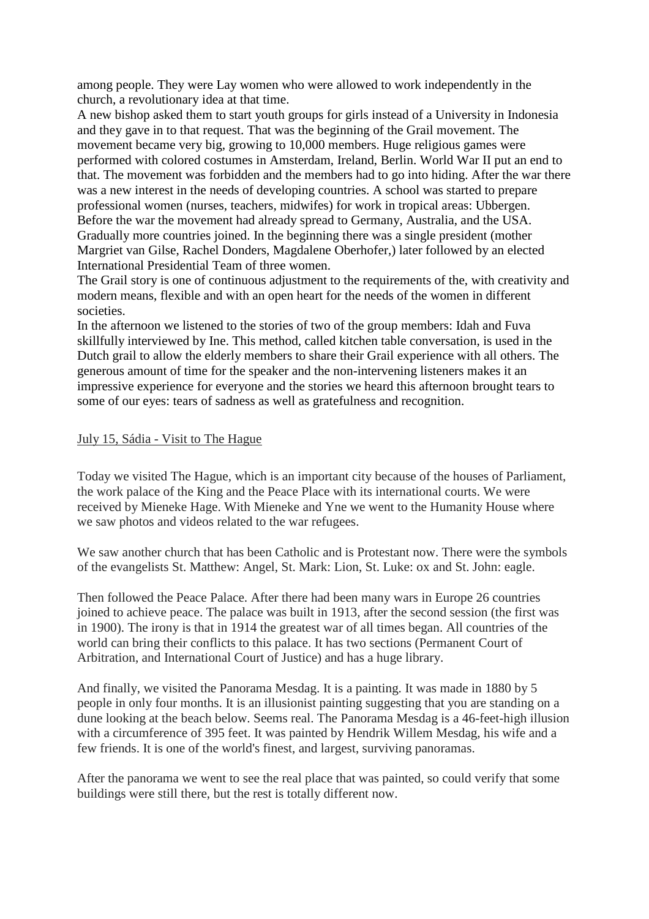among people. They were Lay women who were allowed to work independently in the church, a revolutionary idea at that time.
A new bishop asked them to start youth groups for girls instead of a University in Indonesia and they gave in to that request. That was the beginning of the Grail movement. The movement became very big, growing to 10,000 members. Huge religious games were performed with colored costumes in Amsterdam, Ireland, Berlin. World War II put an end to that. The movement was forbidden and the members had to go into hiding. After the war there was a new interest in the needs of developing countries. A school was started to prepare professional women (nurses, teachers, midwifes) for work in tropical areas: Ubbergen. Before the war the movement had already spread to Germany, Australia, and the USA. Gradually more countries joined. In the beginning there was a single president (mother Margriet van Gilse, Rachel Donders, Magdalene Oberhofer,) later followed by an elected International Presidential Team of three women.
The Grail story is one of continuous adjustment to the requirements of the, with creativity and modern means, flexible and with an open heart for the needs of the women in different societies.
In the afternoon we listened to the stories of two of the group members: Idah and Fuva skillfully interviewed by Ine. This method, called kitchen table conversation, is used in the Dutch grail to allow the elderly members to share their Grail experience with all others. The generous amount of time for the speaker and the non-intervening listeners makes it an impressive experience for everyone and the stories we heard this afternoon brought tears to some of our eyes: tears of sadness as well as gratefulness and recognition.

July 15, Sádia - Visit to The Hague

Today we visited The Hague, which is an important city because of the houses of Parliament, the work palace of the King and the Peace Place with its international courts. We were received by Mieneke Hage. With Mieneke and Yne we went to the Humanity House where we saw photos and videos related to the war refugees.

We saw another church that has been Catholic and is Protestant now. There were the symbols of the evangelists St. Matthew: Angel, St. Mark: Lion, St. Luke: ox and St. John: eagle.

Then followed the Peace Palace. After there had been many wars in Europe 26 countries joined to achieve peace. The palace was built in 1913, after the second session (the first was in 1900). The irony is that in 1914 the greatest war of all times began. All countries of the world can bring their conflicts to this palace. It has two sections (Permanent Court of Arbitration, and International Court of Justice) and has a huge library.

And finally, we visited the Panorama Mesdag. It is a painting. It was made in 1880 by 5 people in only four months. It is an illusionist painting suggesting that you are standing on a dune looking at the beach below. Seems real. The Panorama Mesdag is a 46-feet-high illusion with a circumference of 395 feet. It was painted by Hendrik Willem Mesdag, his wife and a few friends. It is one of the world's finest, and largest, surviving panoramas.

After the panorama we went to see the real place that was painted, so could verify that some buildings were still there, but the rest is totally different now.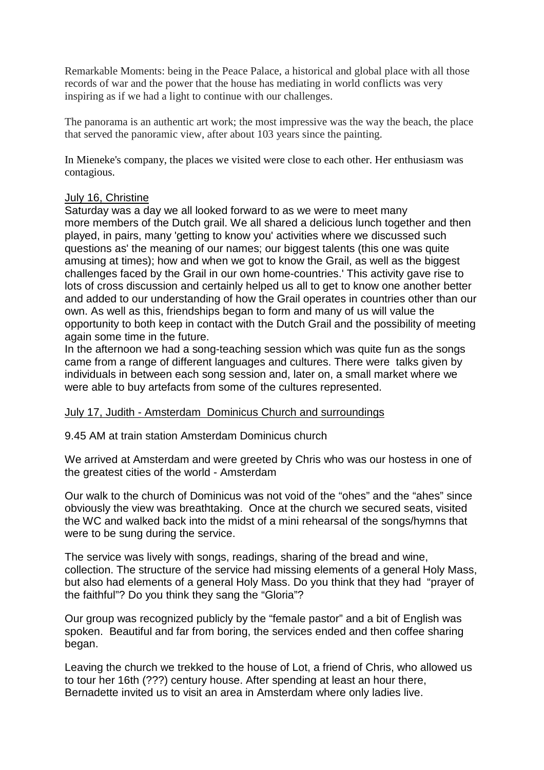Remarkable Moments: being in the Peace Palace, a historical and global place with all those records of war and the power that the house has mediating in world conflicts was very inspiring as if we had a light to continue with our challenges.

The panorama is an authentic art work; the most impressive was the way the beach, the place that served the panoramic view, after about 103 years since the painting.

In Mieneke's company, the places we visited were close to each other. Her enthusiasm was contagious.

## July 16, Christine

Saturday was a day we all looked forward to as we were to meet many more members of the Dutch grail. We all shared a delicious lunch together and then played, in pairs, many 'getting to know you' activities where we discussed such questions as' the meaning of our names; our biggest talents (this one was quite amusing at times); how and when we got to know the Grail, as well as the biggest challenges faced by the Grail in our own home-countries.' This activity gave rise to lots of cross discussion and certainly helped us all to get to know one another better and added to our understanding of how the Grail operates in countries other than our own. As well as this, friendships began to form and many of us will value the opportunity to both keep in contact with the Dutch Grail and the possibility of meeting again some time in the future.
In the afternoon we had a song-teaching session which was quite fun as the songs came from a range of different languages and cultures. There were talks given by individuals in between each song session and, later on, a small market where we were able to buy artefacts from some of the cultures represented.

## July 17, Judith - Amsterdam Dominicus Church and surroundings

9.45 AM at train station Amsterdam Dominicus church

We arrived at Amsterdam and were greeted by Chris who was our hostess in one of the greatest cities of the world - Amsterdam

Our walk to the church of Dominicus was not void of the "ohes" and the "ahes" since obviously the view was breathtaking. Once at the church we secured seats, visited the WC and walked back into the midst of a mini rehearsal of the songs/hymns that were to be sung during the service.

The service was lively with songs, readings, sharing of the bread and wine, collection. The structure of the service had missing elements of a general Holy Mass, but also had elements of a general Holy Mass. Do you think that they had "prayer of the faithful"? Do you think they sang the "Gloria"?

Our group was recognized publicly by the "female pastor" and a bit of English was spoken. Beautiful and far from boring, the services ended and then coffee sharing began.

Leaving the church we trekked to the house of Lot, a friend of Chris, who allowed us to tour her 16th (???) century house. After spending at least an hour there, Bernadette invited us to visit an area in Amsterdam where only ladies live.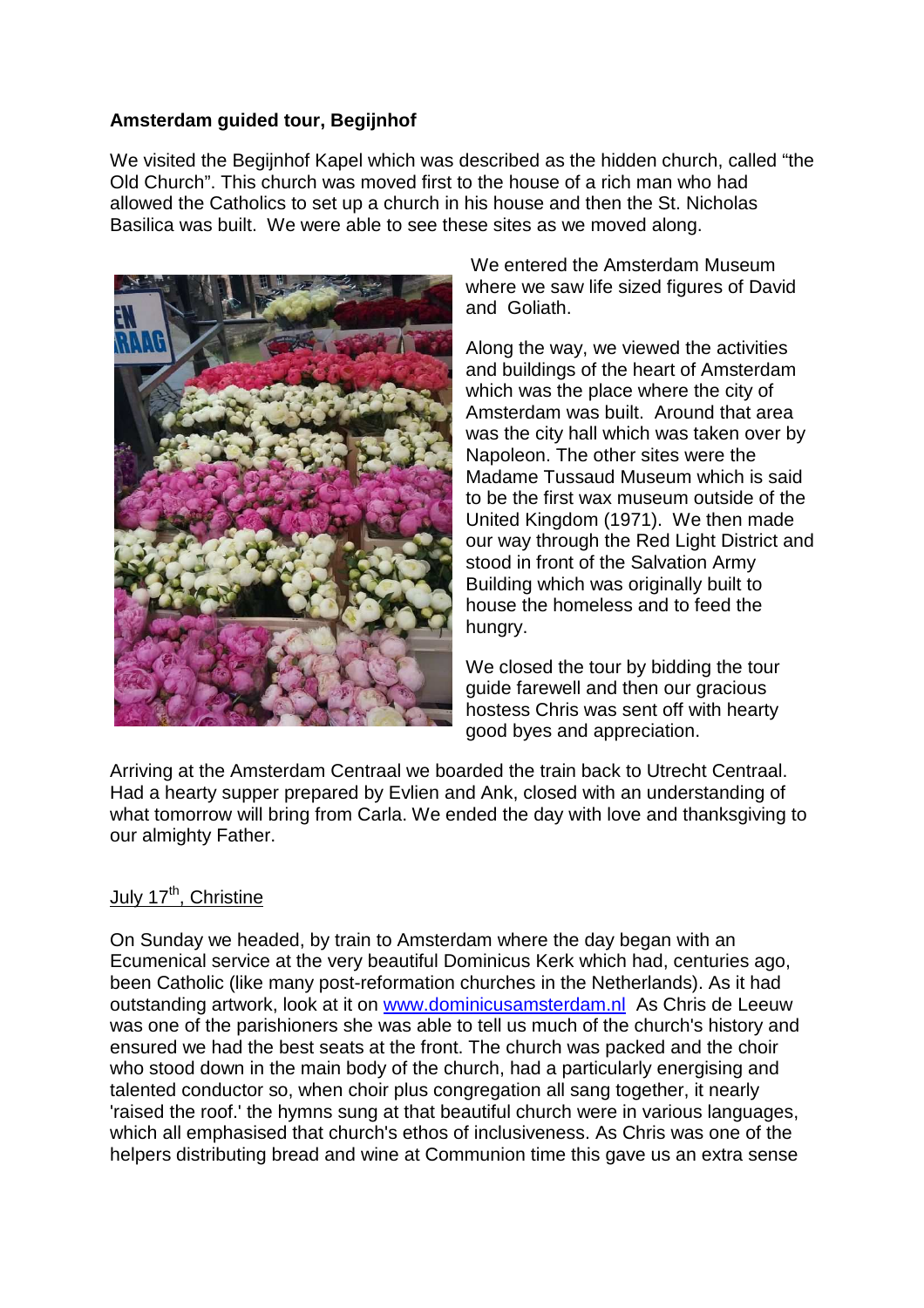**Amsterdam guided tour, Begijnhof**

We visited the Begijnhof Kapel which was described as the hidden church, called "the Old Church". This church was moved first to the house of a rich man who had allowed the Catholics to set up a church in his house and then the St. Nicholas Basilica was built. We were able to see these sites as we moved along.

We entered the Amsterdam Museum where we saw life sized figures of David and Goliath.

Along the way, we viewed the activities and buildings of the heart of Amsterdam which was the place where the city of Amsterdam was built. Around that area was the city hall which was taken over by Napoleon. The other sites were the Madame Tussaud Museum which is said to be the first wax museum outside of the United Kingdom (1971). We then made our way through the Red Light District and stood in front of the Salvation Army Building which was originally built to house the homeless and to feed the hungry.

We closed the tour by bidding the tour guide farewell and then our gracious hostess Chris was sent off with hearty good byes and appreciation.

Arriving at the Amsterdam Centraal we boarded the train back to Utrecht Centraal. Had a hearty supper prepared by Evlien and Ank, closed with an understanding of what tomorrow will bring from Carla. We ended the day with love and thanksgiving to our almighty Father.

<u>July 17th, Christine</u>

On Sunday we headed, by train to Amsterdam where the day began with an Ecumenical service at the very beautiful Dominicus Kerk which had, centuries ago, been Catholic (like many post-reformation churches in the Netherlands). As it had outstanding artwork, look at it on [www.dominicusamsterdam.nl](http://www.dominicusamsterdam.nl) As Chris de Leeuw was one of the parishioners she was able to tell us much of the church's history and ensured we had the best seats at the front. The church was packed and the choir who stood down in the main body of the church, had a particularly energising and talented conductor so, when choir plus congregation all sang together, it nearly 'raised the roof.' the hymns sung at that beautiful church were in various languages, which all emphasised that church's ethos of inclusiveness. As Chris was one of the helpers distributing bread and wine at Communion time this gave us an extra sense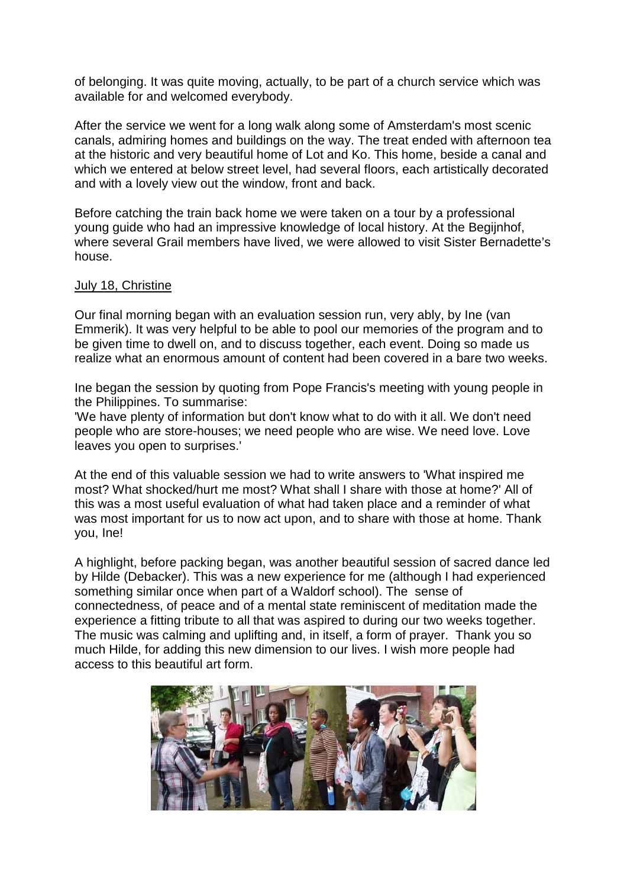of belonging. It was quite moving, actually, to be part of a church service which was available for and welcomed everybody.

After the service we went for a long walk along some of Amsterdam's most scenic canals, admiring homes and buildings on the way. The treat ended with afternoon tea at the historic and very beautiful home of Lot and Ko. This home, beside a canal and which we entered at below street level, had several floors, each artistically decorated and with a lovely view out the window, front and back.

Before catching the train back home we were taken on a tour by a professional young guide who had an impressive knowledge of local history. At the Begijnhof, where several Grail members have lived, we were allowed to visit Sister Bernadette's house.

July 18, Christine

Our final morning began with an evaluation session run, very ably, by Ine (van Emmerik). It was very helpful to be able to pool our memories of the program and to be given time to dwell on, and to discuss together, each event. Doing so made us realize what an enormous amount of content had been covered in a bare two weeks.

Ine began the session by quoting from Pope Francis's meeting with young people in the Philippines. To summarise:
'We have plenty of information but don't know what to do with it all. We don't need people who are store-houses; we need people who are wise. We need love. Love leaves you open to surprises.'

At the end of this valuable session we had to write answers to 'What inspired me most? What shocked/hurt me most? What shall I share with those at home?' All of this was a most useful evaluation of what had taken place and a reminder of what was most important for us to now act upon, and to share with those at home. Thank you, Ine!

A highlight, before packing began, was another beautiful session of sacred dance led by Hilde (Debacker). This was a new experience for me (although I had experienced something similar once when part of a Waldorf school). The sense of connectedness, of peace and of a mental state reminiscent of meditation made the experience a fitting tribute to all that was aspired to during our two weeks together. The music was calming and uplifting and, in itself, a form of prayer. Thank you so much Hilde, for adding this new dimension to our lives. I wish more people had access to this beautiful art form.